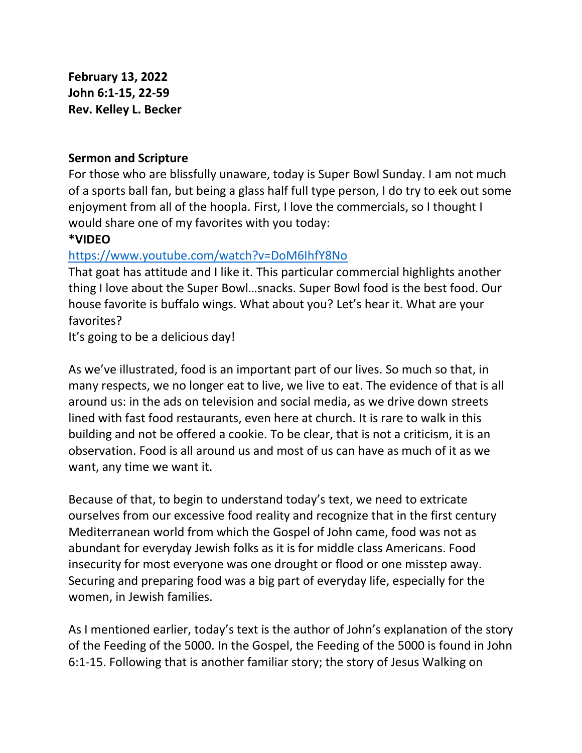**February 13, 2022**
**John 6:1-15, 22-59**
**Rev. Kelley L. Becker**

**Sermon and Scripture**

For those who are blissfully unaware, today is Super Bowl Sunday. I am not much of a sports ball fan, but being a glass half full type person, I do try to eek out some enjoyment from all of the hoopla. First, I love the commercials, so I thought I would share one of my favorites with you today:

***VIDEO**

https://www.youtube.com/watch?v=DoM6IhfY8No

That goat has attitude and I like it. This particular commercial highlights another thing I love about the Super Bowl…snacks. Super Bowl food is the best food. Our house favorite is buffalo wings. What about you? Let's hear it. What are your favorites?

It's going to be a delicious day!

As we've illustrated, food is an important part of our lives. So much so that, in many respects, we no longer eat to live, we live to eat. The evidence of that is all around us: in the ads on television and social media, as we drive down streets lined with fast food restaurants, even here at church. It is rare to walk in this building and not be offered a cookie. To be clear, that is not a criticism, it is an observation. Food is all around us and most of us can have as much of it as we want, any time we want it.

Because of that, to begin to understand today's text, we need to extricate ourselves from our excessive food reality and recognize that in the first century Mediterranean world from which the Gospel of John came, food was not as abundant for everyday Jewish folks as it is for middle class Americans. Food insecurity for most everyone was one drought or flood or one misstep away. Securing and preparing food was a big part of everyday life, especially for the women, in Jewish families.

As I mentioned earlier, today's text is the author of John's explanation of the story of the Feeding of the 5000. In the Gospel, the Feeding of the 5000 is found in John 6:1-15. Following that is another familiar story; the story of Jesus Walking on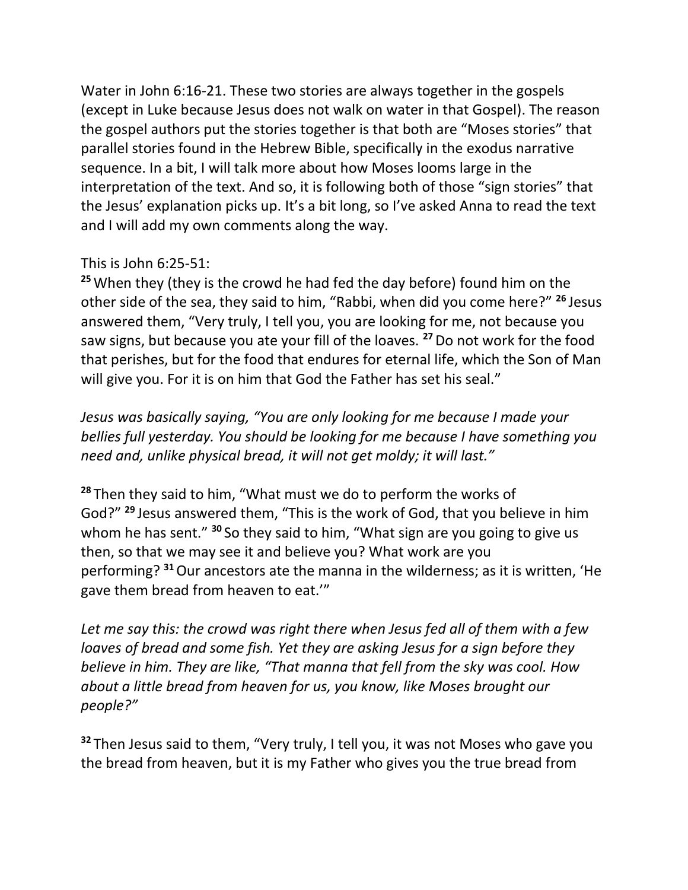Water in John 6:16-21. These two stories are always together in the gospels (except in Luke because Jesus does not walk on water in that Gospel). The reason the gospel authors put the stories together is that both are "Moses stories" that parallel stories found in the Hebrew Bible, specifically in the exodus narrative sequence. In a bit, I will talk more about how Moses looms large in the interpretation of the text. And so, it is following both of those "sign stories" that the Jesus' explanation picks up. It's a bit long, so I've asked Anna to read the text and I will add my own comments along the way.

This is John 6:25-51:

**25** When they (they is the crowd he had fed the day before) found him on the other side of the sea, they said to him, "Rabbi, when did you come here?" **26** Jesus answered them, "Very truly, I tell you, you are looking for me, not because you saw signs, but because you ate your fill of the loaves. **27** Do not work for the food that perishes, but for the food that endures for eternal life, which the Son of Man will give you. For it is on him that God the Father has set his seal."

*Jesus was basically saying, "You are only looking for me because I made your bellies full yesterday. You should be looking for me because I have something you need and, unlike physical bread, it will not get moldy; it will last."*

**28** Then they said to him, "What must we do to perform the works of God?" **29** Jesus answered them, "This is the work of God, that you believe in him whom he has sent." **30** So they said to him, "What sign are you going to give us then, so that we may see it and believe you? What work are you performing? **31** Our ancestors ate the manna in the wilderness; as it is written, 'He gave them bread from heaven to eat.'"

*Let me say this: the crowd was right there when Jesus fed all of them with a few loaves of bread and some fish. Yet they are asking Jesus for a sign before they believe in him. They are like, "That manna that fell from the sky was cool. How about a little bread from heaven for us, you know, like Moses brought our people?"*

**32** Then Jesus said to them, "Very truly, I tell you, it was not Moses who gave you the bread from heaven, but it is my Father who gives you the true bread from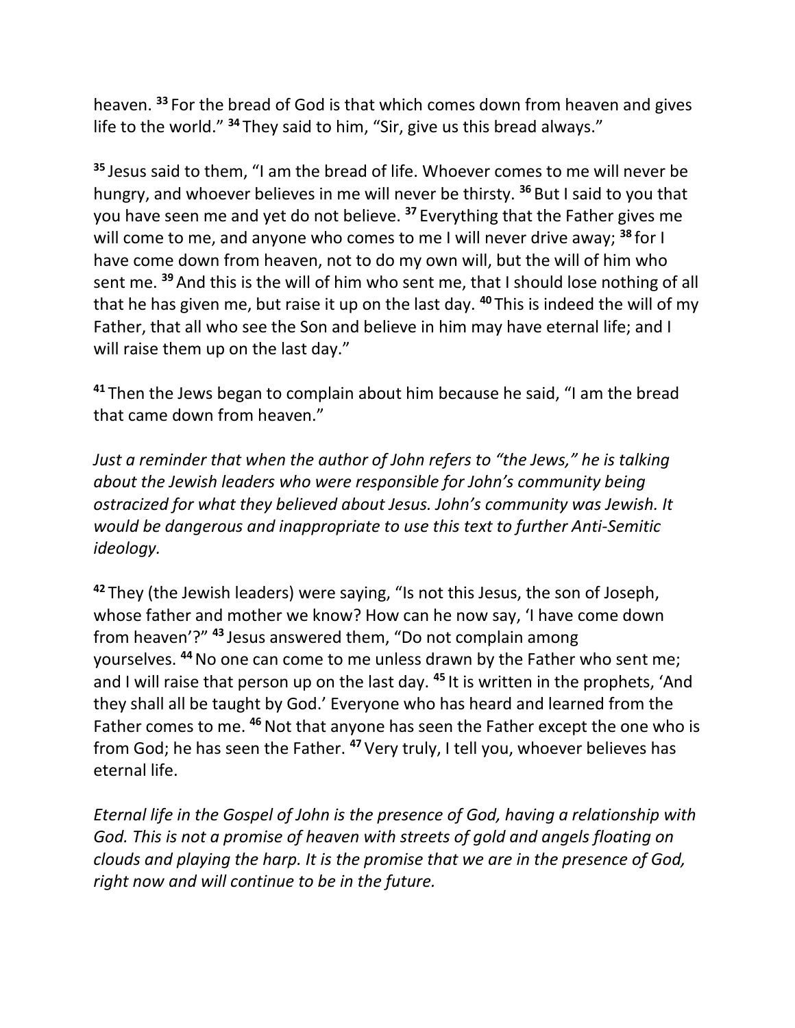heaven. [33] For the bread of God is that which comes down from heaven and gives life to the world." [34] They said to him, "Sir, give us this bread always."

[35] Jesus said to them, "I am the bread of life. Whoever comes to me will never be hungry, and whoever believes in me will never be thirsty. [36] But I said to you that you have seen me and yet do not believe. [37] Everything that the Father gives me will come to me, and anyone who comes to me I will never drive away; [38] for I have come down from heaven, not to do my own will, but the will of him who sent me. [39] And this is the will of him who sent me, that I should lose nothing of all that he has given me, but raise it up on the last day. [40] This is indeed the will of my Father, that all who see the Son and believe in him may have eternal life; and I will raise them up on the last day."

[41] Then the Jews began to complain about him because he said, "I am the bread that came down from heaven."

*Just a reminder that when the author of John refers to "the Jews," he is talking about the Jewish leaders who were responsible for John's community being ostracized for what they believed about Jesus. John's community was Jewish. It would be dangerous and inappropriate to use this text to further Anti-Semitic ideology.*

[42] They (the Jewish leaders) were saying, "Is not this Jesus, the son of Joseph, whose father and mother we know? How can he now say, 'I have come down from heaven'?" [43] Jesus answered them, "Do not complain among yourselves. [44] No one can come to me unless drawn by the Father who sent me; and I will raise that person up on the last day. [45] It is written in the prophets, 'And they shall all be taught by God.' Everyone who has heard and learned from the Father comes to me. [46] Not that anyone has seen the Father except the one who is from God; he has seen the Father. [47] Very truly, I tell you, whoever believes has eternal life.

*Eternal life in the Gospel of John is the presence of God, having a relationship with God. This is not a promise of heaven with streets of gold and angels floating on clouds and playing the harp. It is the promise that we are in the presence of God, right now and will continue to be in the future.*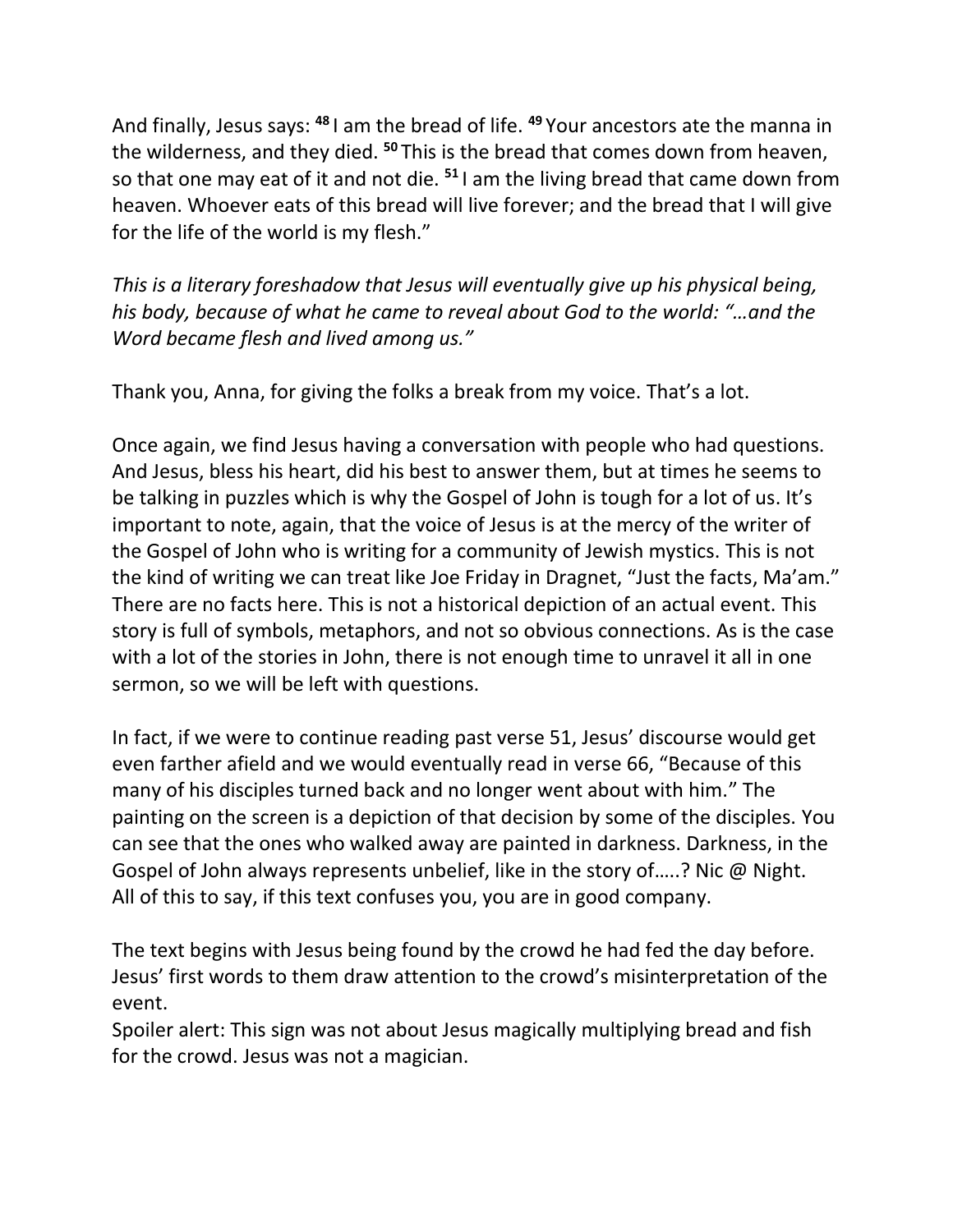And finally, Jesus says: [48] I am the bread of life. [49] Your ancestors ate the manna in the wilderness, and they died. [50] This is the bread that comes down from heaven, so that one may eat of it and not die. [51] I am the living bread that came down from heaven. Whoever eats of this bread will live forever; and the bread that I will give for the life of the world is my flesh."

*This is a literary foreshadow that Jesus will eventually give up his physical being, his body, because of what he came to reveal about God to the world: "…and the Word became flesh and lived among us."*

Thank you, Anna, for giving the folks a break from my voice. That's a lot.

Once again, we find Jesus having a conversation with people who had questions. And Jesus, bless his heart, did his best to answer them, but at times he seems to be talking in puzzles which is why the Gospel of John is tough for a lot of us. It's important to note, again, that the voice of Jesus is at the mercy of the writer of the Gospel of John who is writing for a community of Jewish mystics. This is not the kind of writing we can treat like Joe Friday in Dragnet, "Just the facts, Ma'am." There are no facts here. This is not a historical depiction of an actual event. This story is full of symbols, metaphors, and not so obvious connections. As is the case with a lot of the stories in John, there is not enough time to unravel it all in one sermon, so we will be left with questions.

In fact, if we were to continue reading past verse 51, Jesus' discourse would get even farther afield and we would eventually read in verse 66, "Because of this many of his disciples turned back and no longer went about with him." The painting on the screen is a depiction of that decision by some of the disciples. You can see that the ones who walked away are painted in darkness. Darkness, in the Gospel of John always represents unbelief, like in the story of…..? Nic @ Night. All of this to say, if this text confuses you, you are in good company.

The text begins with Jesus being found by the crowd he had fed the day before. Jesus' first words to them draw attention to the crowd's misinterpretation of the event.
Spoiler alert: This sign was not about Jesus magically multiplying bread and fish for the crowd. Jesus was not a magician.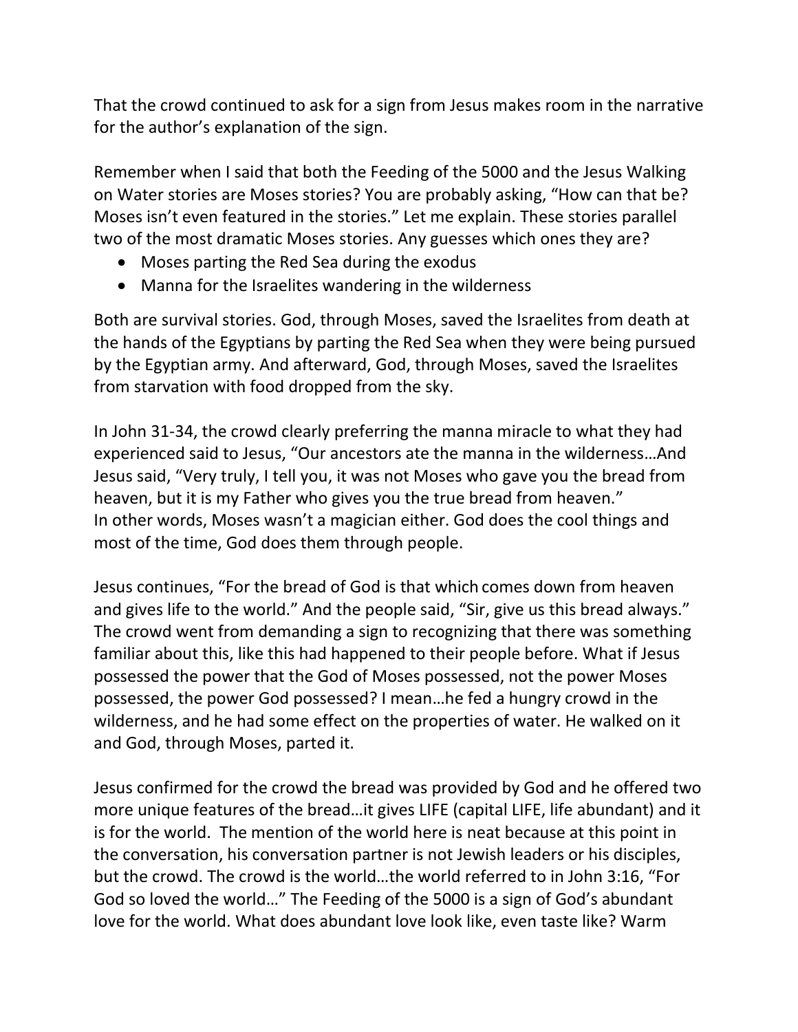That the crowd continued to ask for a sign from Jesus makes room in the narrative for the author's explanation of the sign.

Remember when I said that both the Feeding of the 5000 and the Jesus Walking on Water stories are Moses stories? You are probably asking, "How can that be? Moses isn't even featured in the stories." Let me explain. These stories parallel two of the most dramatic Moses stories. Any guesses which ones they are?

- Moses parting the Red Sea during the exodus
- Manna for the Israelites wandering in the wilderness

Both are survival stories. God, through Moses, saved the Israelites from death at the hands of the Egyptians by parting the Red Sea when they were being pursued by the Egyptian army. And afterward, God, through Moses, saved the Israelites from starvation with food dropped from the sky.

In John 31-34, the crowd clearly preferring the manna miracle to what they had experienced said to Jesus, "Our ancestors ate the manna in the wilderness…And Jesus said, "Very truly, I tell you, it was not Moses who gave you the bread from heaven, but it is my Father who gives you the true bread from heaven."
In other words, Moses wasn't a magician either. God does the cool things and most of the time, God does them through people.

Jesus continues, "For the bread of God is that which comes down from heaven and gives life to the world." And the people said, "Sir, give us this bread always." The crowd went from demanding a sign to recognizing that there was something familiar about this, like this had happened to their people before. What if Jesus possessed the power that the God of Moses possessed, not the power Moses possessed, the power God possessed? I mean…he fed a hungry crowd in the wilderness, and he had some effect on the properties of water. He walked on it and God, through Moses, parted it.

Jesus confirmed for the crowd the bread was provided by God and he offered two more unique features of the bread…it gives LIFE (capital LIFE, life abundant) and it is for the world. The mention of the world here is neat because at this point in the conversation, his conversation partner is not Jewish leaders or his disciples, but the crowd. The crowd is the world…the world referred to in John 3:16, "For God so loved the world…" The Feeding of the 5000 is a sign of God's abundant love for the world. What does abundant love look like, even taste like? Warm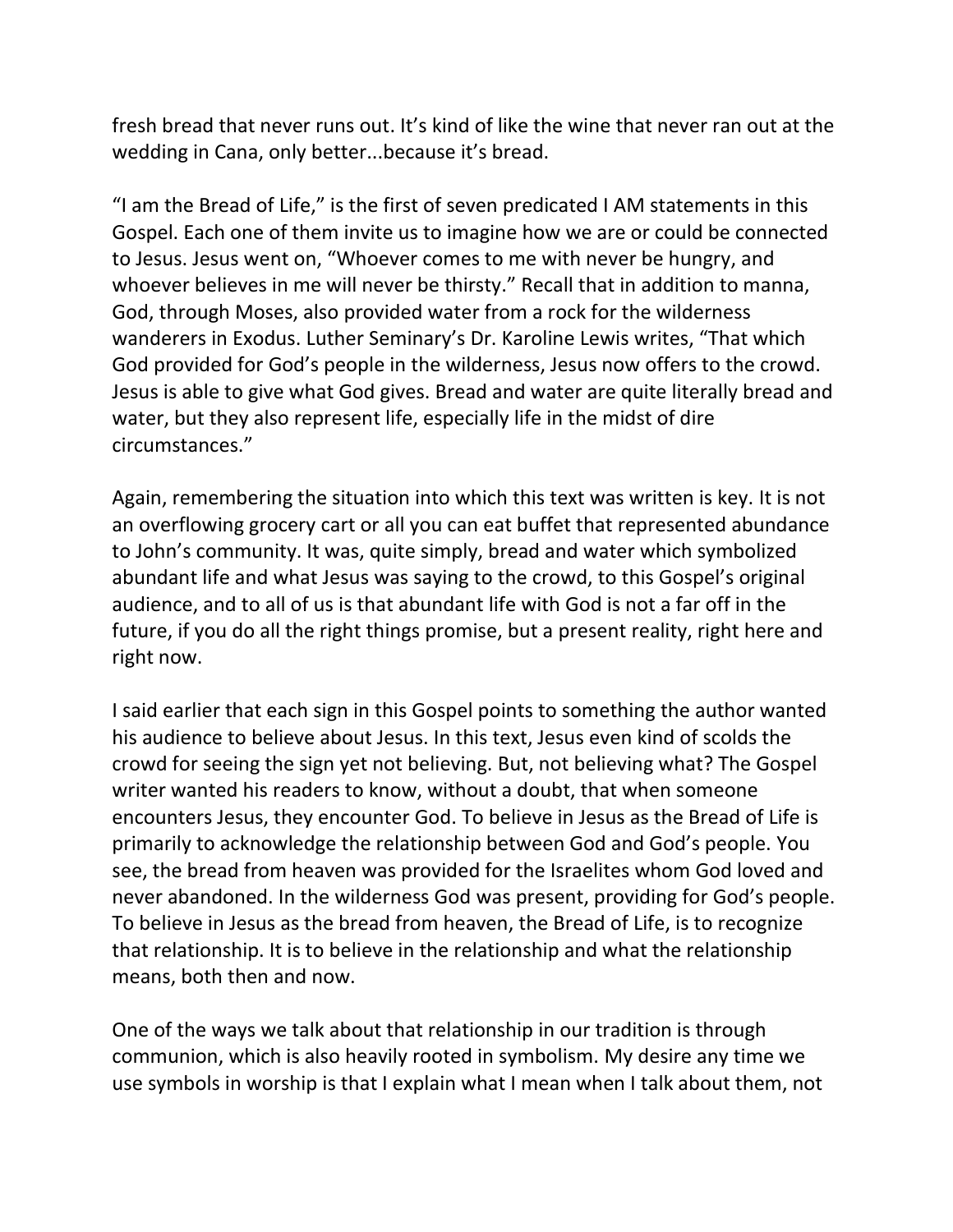fresh bread that never runs out. It's kind of like the wine that never ran out at the wedding in Cana, only better...because it's bread.

"I am the Bread of Life," is the first of seven predicated I AM statements in this Gospel. Each one of them invite us to imagine how we are or could be connected to Jesus. Jesus went on, "Whoever comes to me with never be hungry, and whoever believes in me will never be thirsty." Recall that in addition to manna, God, through Moses, also provided water from a rock for the wilderness wanderers in Exodus. Luther Seminary's Dr. Karoline Lewis writes, "That which God provided for God's people in the wilderness, Jesus now offers to the crowd. Jesus is able to give what God gives. Bread and water are quite literally bread and water, but they also represent life, especially life in the midst of dire circumstances."

Again, remembering the situation into which this text was written is key. It is not an overflowing grocery cart or all you can eat buffet that represented abundance to John's community. It was, quite simply, bread and water which symbolized abundant life and what Jesus was saying to the crowd, to this Gospel's original audience, and to all of us is that abundant life with God is not a far off in the future, if you do all the right things promise, but a present reality, right here and right now.

I said earlier that each sign in this Gospel points to something the author wanted his audience to believe about Jesus. In this text, Jesus even kind of scolds the crowd for seeing the sign yet not believing. But, not believing what? The Gospel writer wanted his readers to know, without a doubt, that when someone encounters Jesus, they encounter God. To believe in Jesus as the Bread of Life is primarily to acknowledge the relationship between God and God's people. You see, the bread from heaven was provided for the Israelites whom God loved and never abandoned. In the wilderness God was present, providing for God's people. To believe in Jesus as the bread from heaven, the Bread of Life, is to recognize that relationship. It is to believe in the relationship and what the relationship means, both then and now.

One of the ways we talk about that relationship in our tradition is through communion, which is also heavily rooted in symbolism. My desire any time we use symbols in worship is that I explain what I mean when I talk about them, not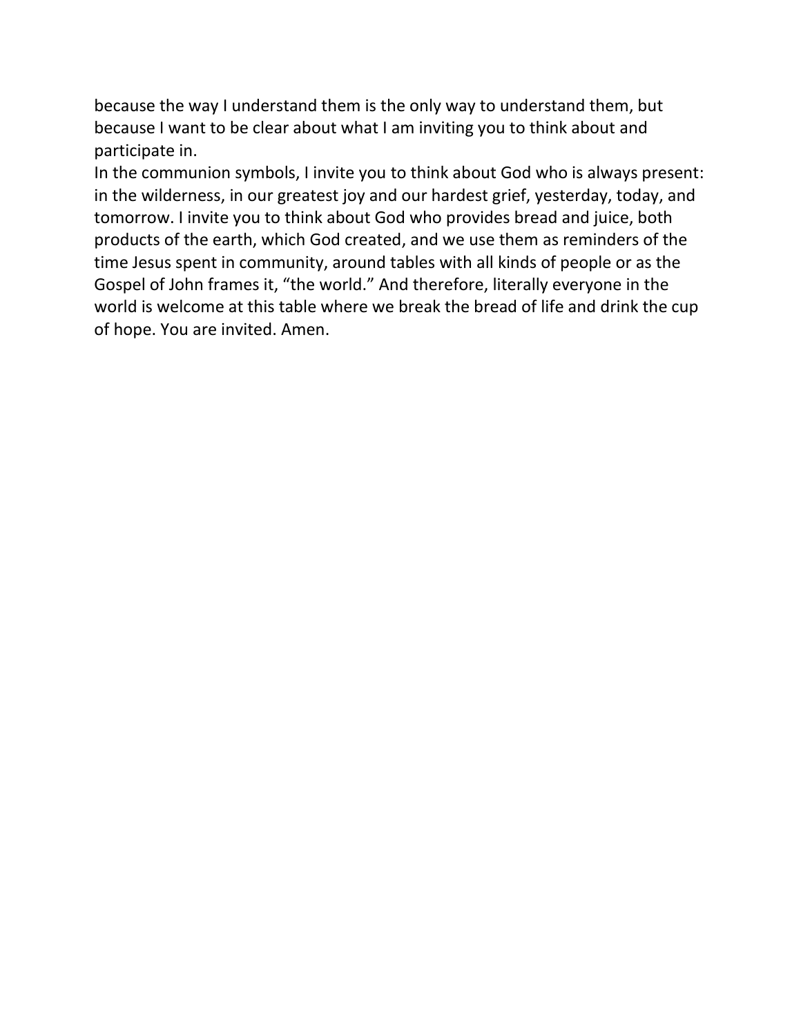because the way I understand them is the only way to understand them, but because I want to be clear about what I am inviting you to think about and participate in.

In the communion symbols, I invite you to think about God who is always present: in the wilderness, in our greatest joy and our hardest grief, yesterday, today, and tomorrow. I invite you to think about God who provides bread and juice, both products of the earth, which God created, and we use them as reminders of the time Jesus spent in community, around tables with all kinds of people or as the Gospel of John frames it, “the world.” And therefore, literally everyone in the world is welcome at this table where we break the bread of life and drink the cup of hope. You are invited. Amen.